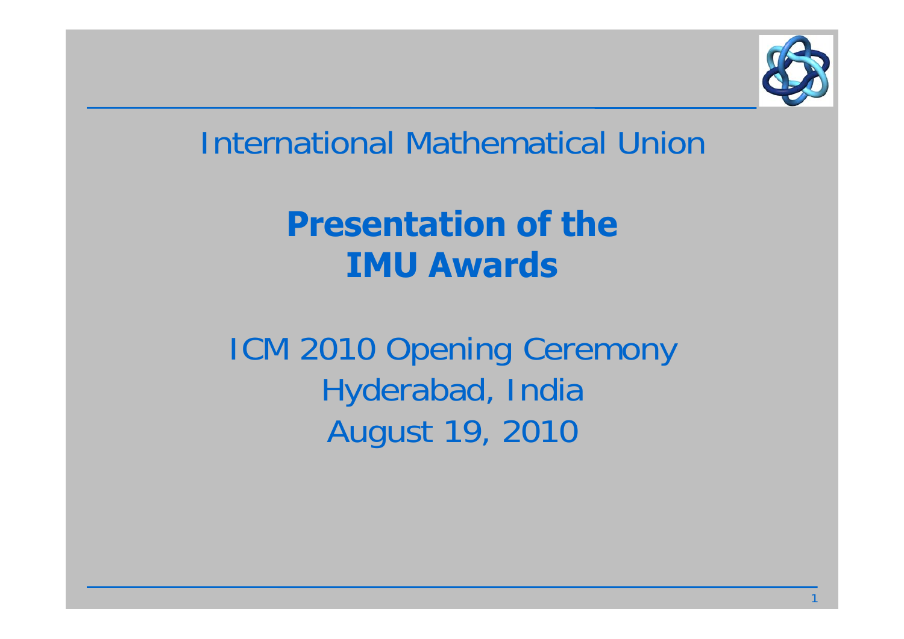International Mathematical Union

# Presentation of the IMU Awards

ICM 2010 Opening Ceremony
Hyderabad, India
August 19, 2010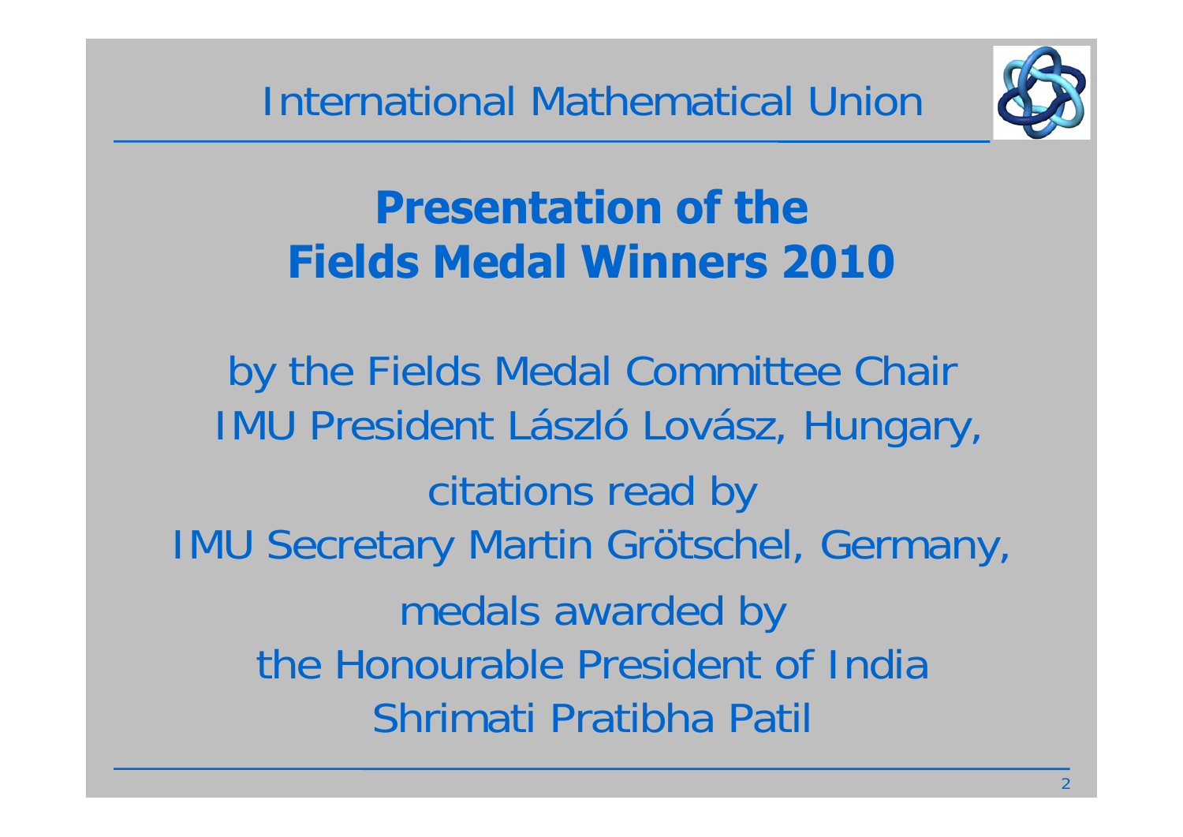International Mathematical Union

# Presentation of the Fields Medal Winners 2010

by the Fields Medal Committee Chair
IMU President László Lovász, Hungary,

citations read by
IMU Secretary Martin Grötschel, Germany,

medals awarded by
the Honourable President of India
Shrimati Pratibha Patil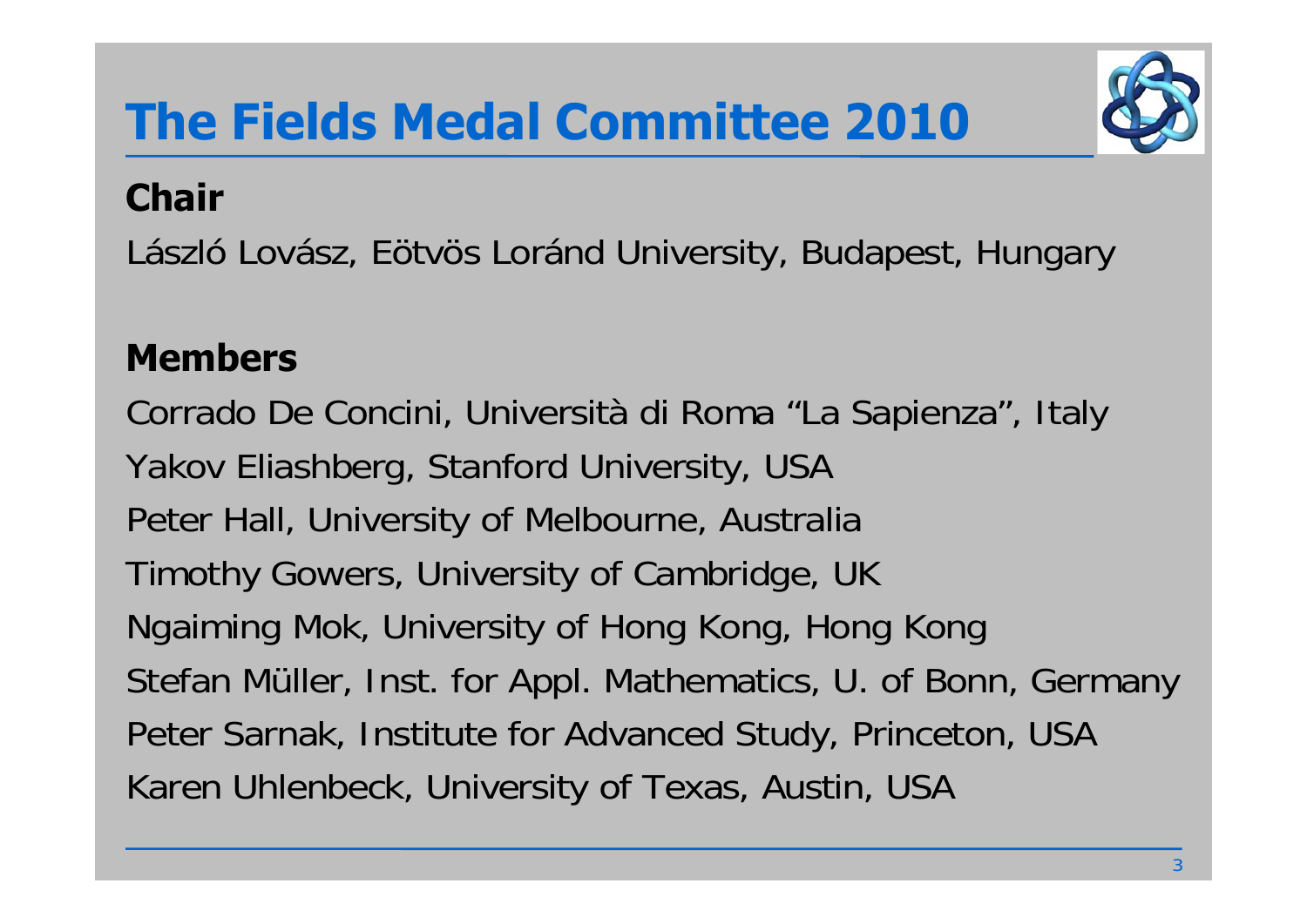# The Fields Medal Committee 2010

**Chair**

László Lovász, Eötvös Loránd University, Budapest, Hungary

**Members**

Corrado De Concini, Università di Roma "La Sapienza", Italy
Yakov Eliashberg, Stanford University, USA
Peter Hall, University of Melbourne, Australia
Timothy Gowers, University of Cambridge, UK
Ngaiming Mok, University of Hong Kong, Hong Kong
Stefan Müller, Inst. for Appl. Mathematics, U. of Bonn, Germany
Peter Sarnak, Institute for Advanced Study, Princeton, USA
Karen Uhlenbeck, University of Texas, Austin, USA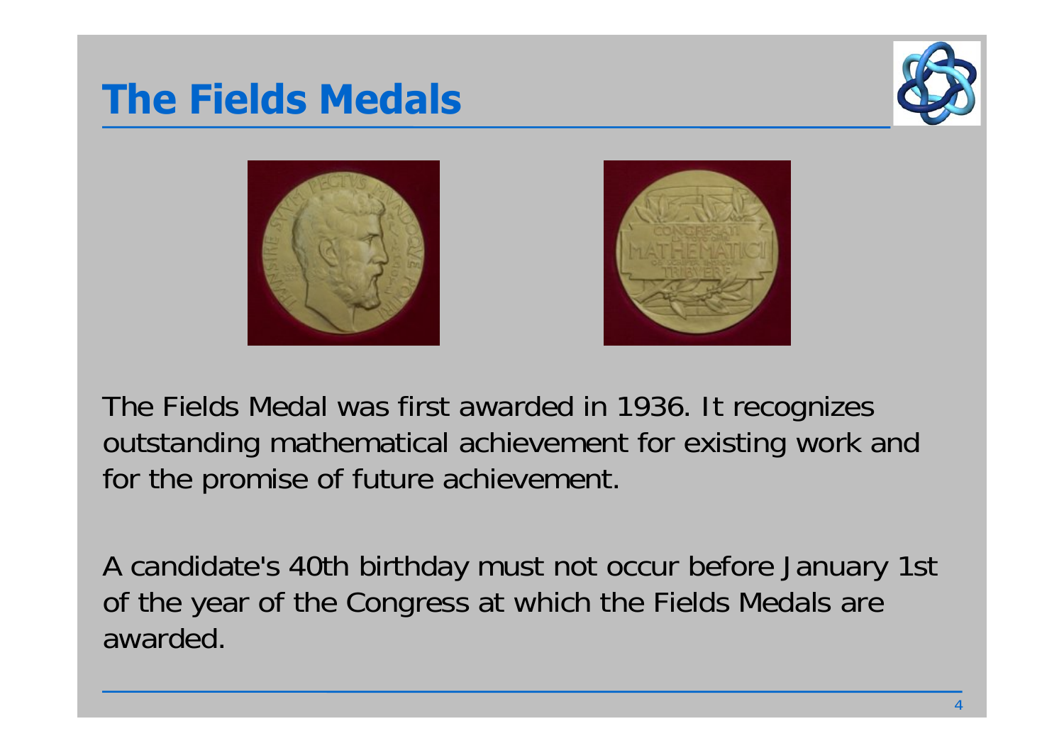# The Fields Medals

The Fields Medal was first awarded in 1936. It recognizes outstanding mathematical achievement for existing work and for the promise of future achievement.

A candidate's 40th birthday must not occur before January 1st of the year of the Congress at which the Fields Medals are awarded.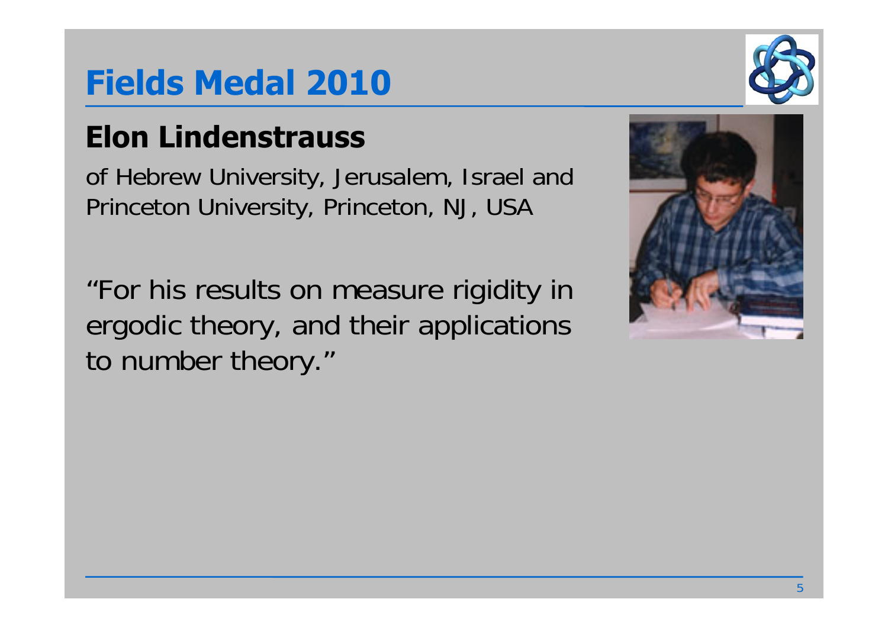# Fields Medal 2010

## Elon Lindenstrauss

of Hebrew University, Jerusalem, Israel and Princeton University, Princeton, NJ, USA

"For his results on measure rigidity in ergodic theory, and their applications to number theory."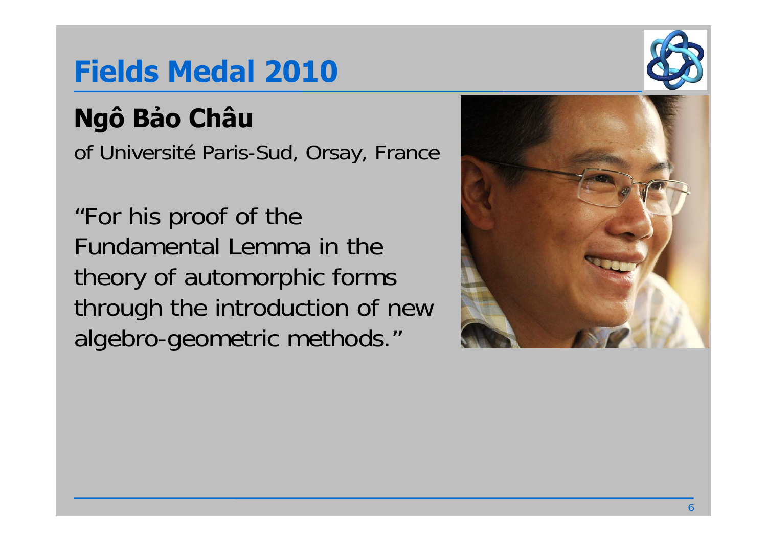# Fields Medal 2010

## Ngô Bảo Châu

of Université Paris-Sud, Orsay, France

“For his proof of the Fundamental Lemma in the theory of automorphic forms through the introduction of new algebro-geometric methods.”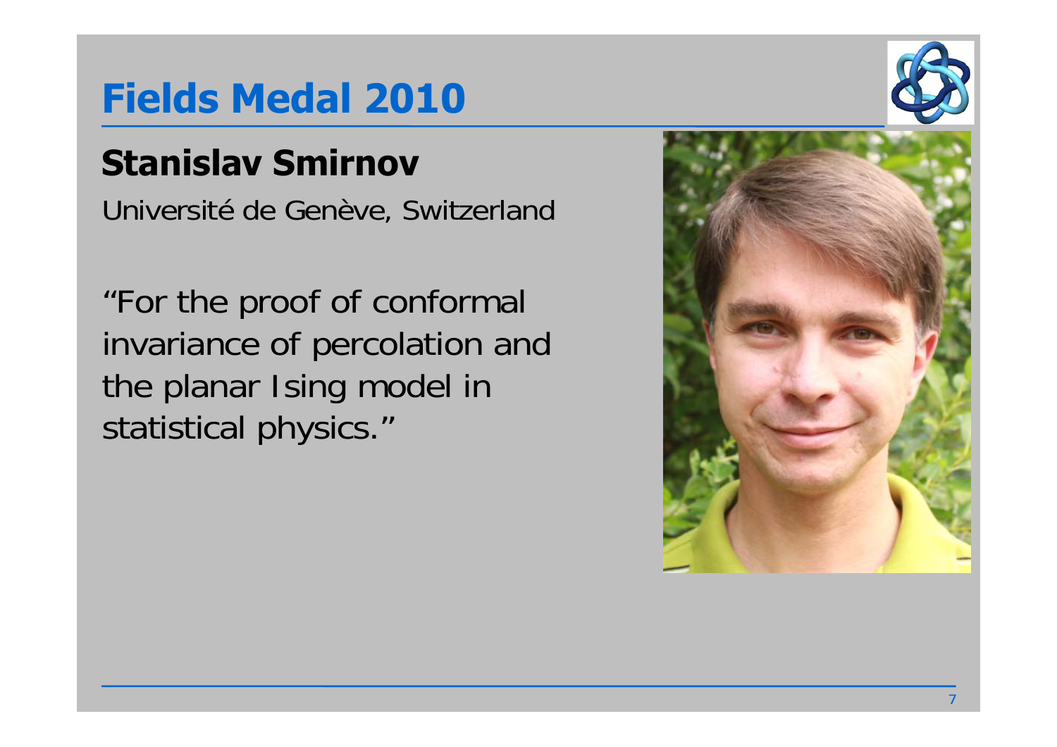# Fields Medal 2010

## Stanislav Smirnov

Université de Genève, Switzerland

"For the proof of conformal invariance of percolation and the planar Ising model in statistical physics."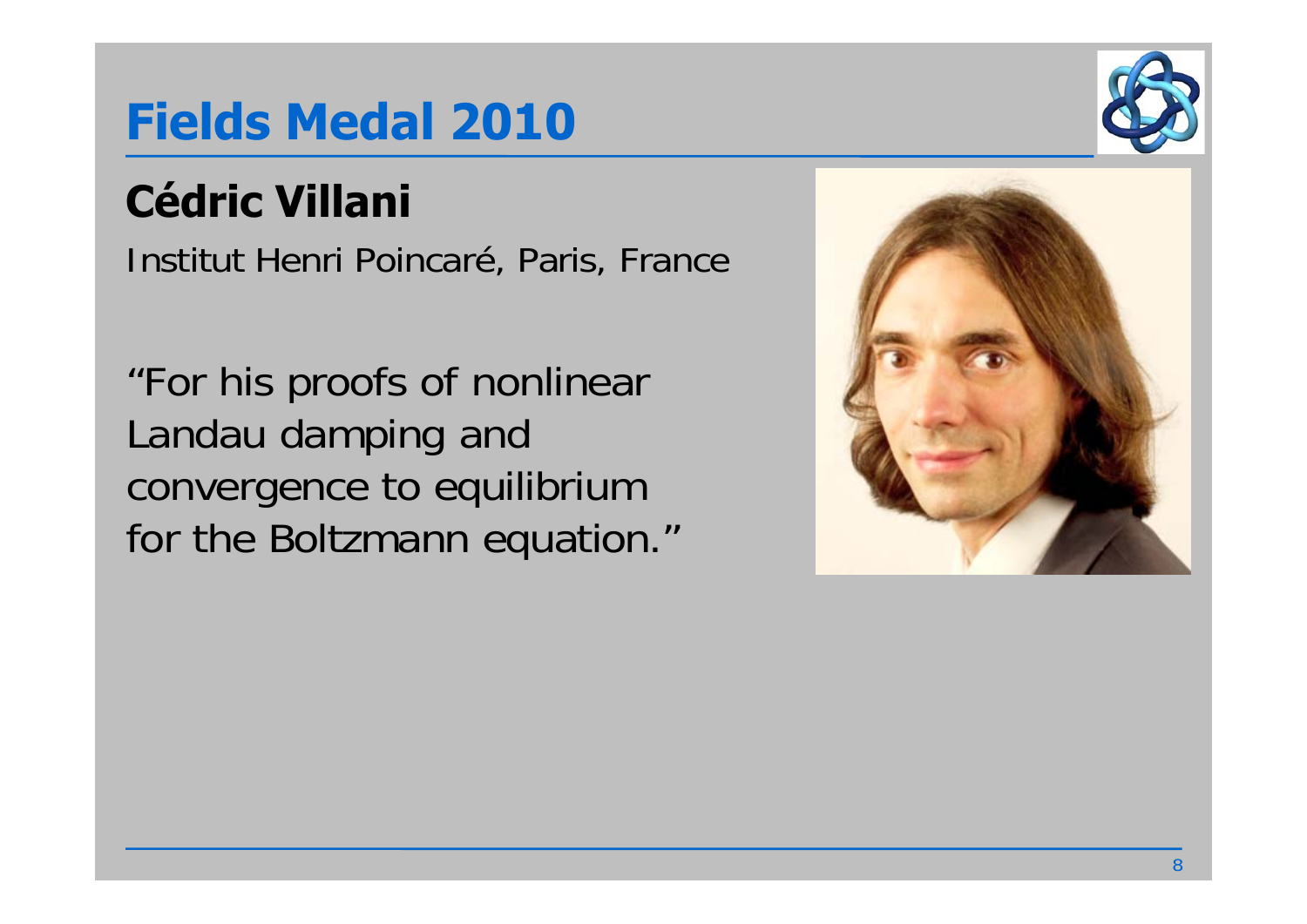# Fields Medal 2010

## Cédric Villani

Institut Henri Poincaré, Paris, France

"For his proofs of nonlinear Landau damping and convergence to equilibrium for the Boltzmann equation."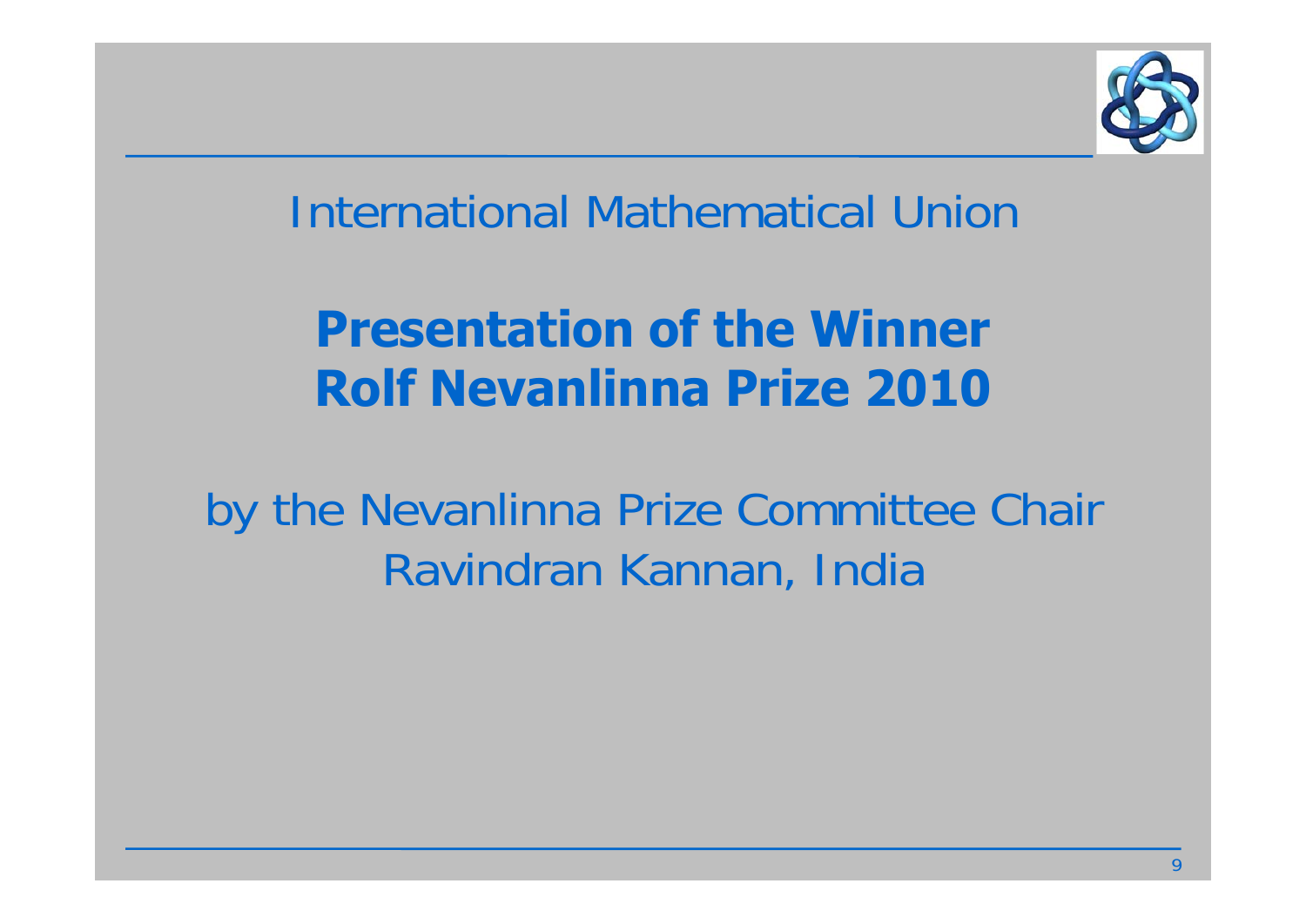International Mathematical Union

# Presentation of the Winner
# Rolf Nevanlinna Prize 2010

by the Nevanlinna Prize Committee Chair
Ravindran Kannan, India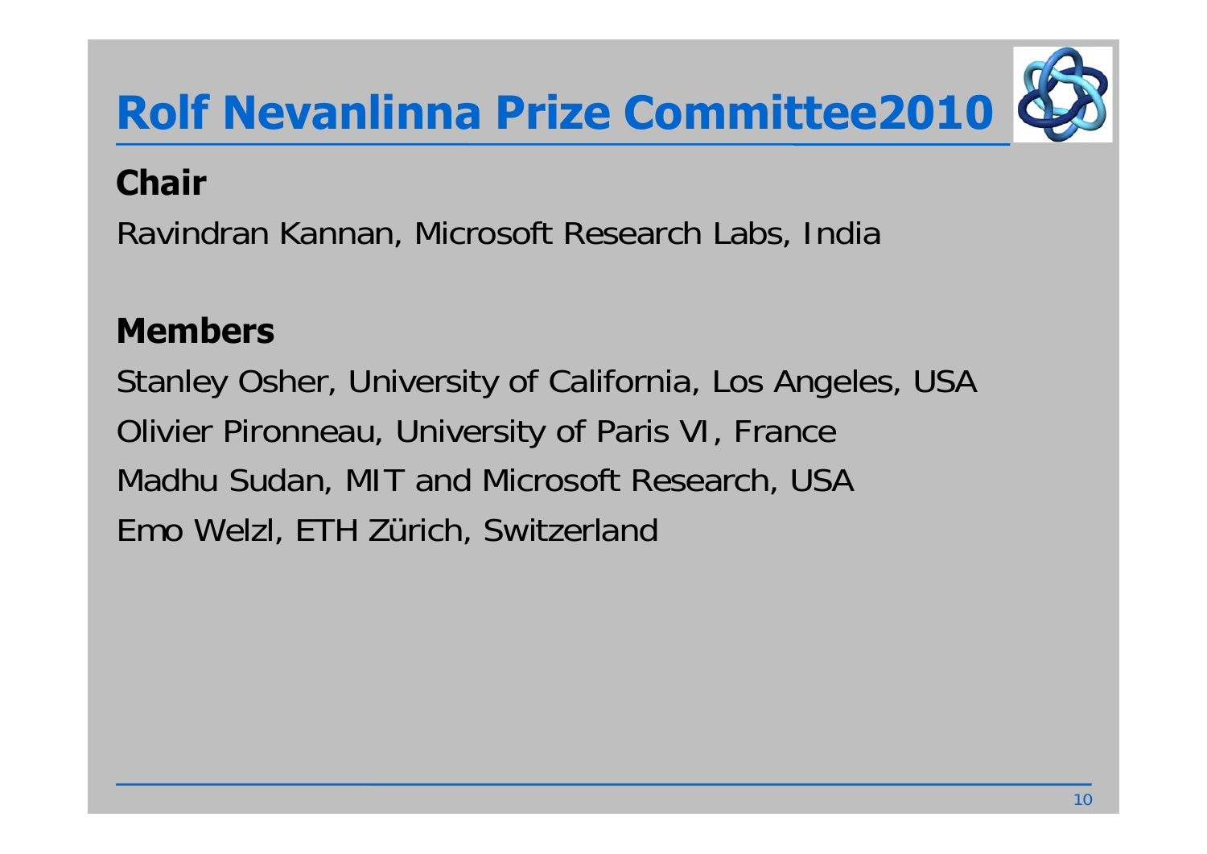# Rolf Nevanlinna Prize Committee2010

## Chair

Ravindran Kannan, Microsoft Research Labs, India

## Members

Stanley Osher, University of California, Los Angeles, USA

Olivier Pironneau, University of Paris VI, France

Madhu Sudan, MIT and Microsoft Research, USA

Emo Welzl, ETH Zürich, Switzerland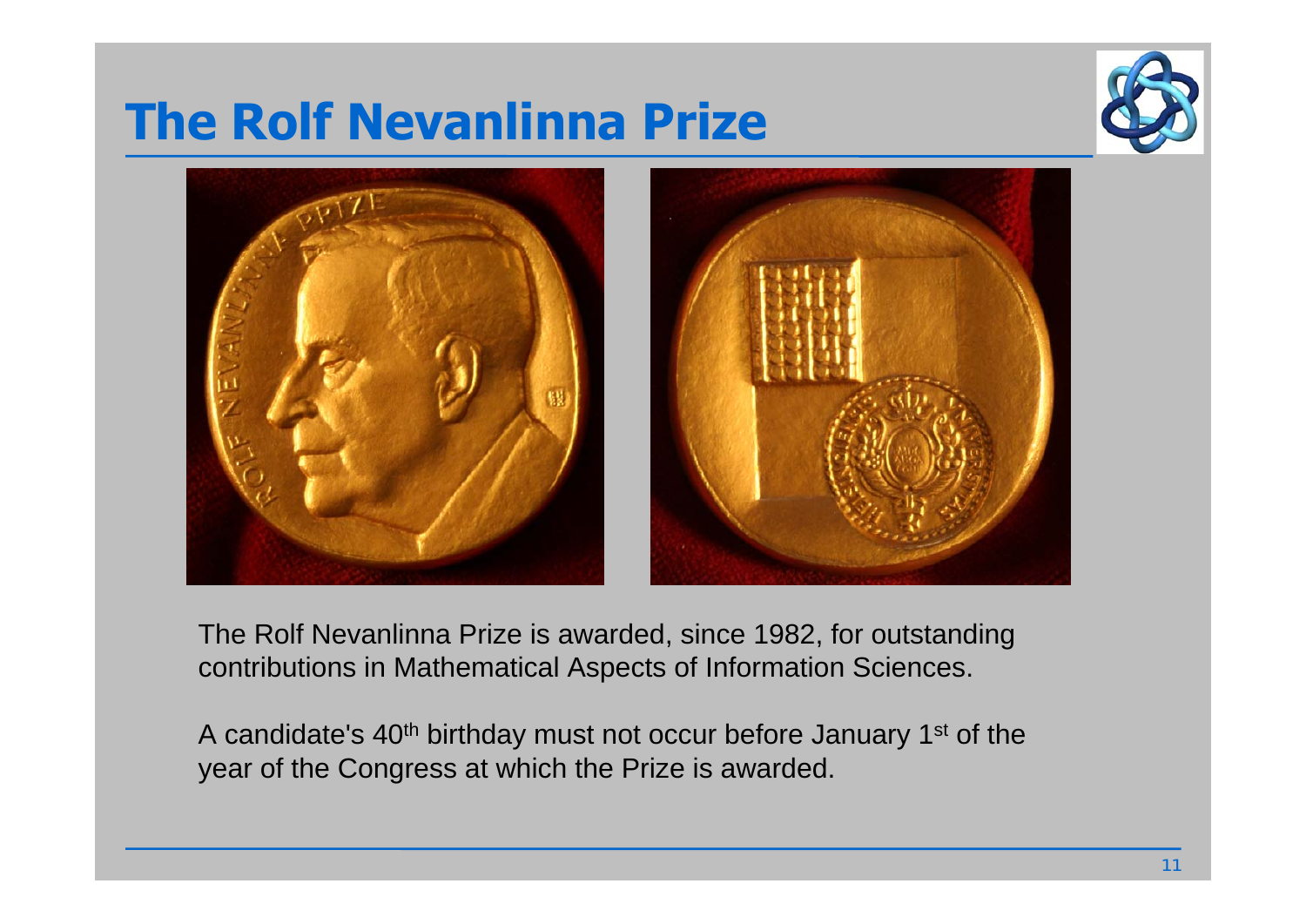# The Rolf Nevanlinna Prize

The Rolf Nevanlinna Prize is awarded, since 1982, for outstanding contributions in Mathematical Aspects of Information Sciences.

A candidate's 40th birthday must not occur before January 1st of the year of the Congress at which the Prize is awarded.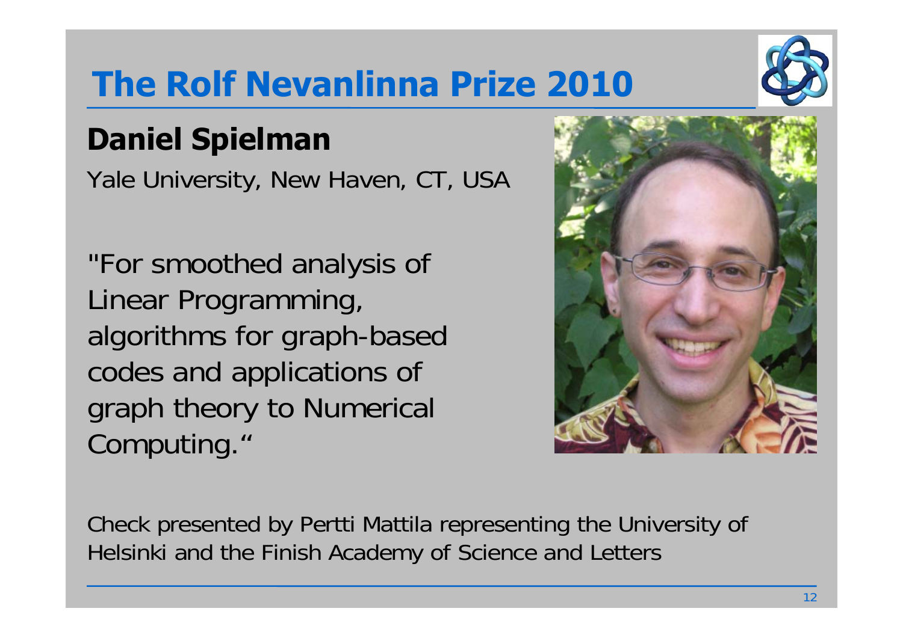# The Rolf Nevanlinna Prize 2010

## Daniel Spielman

Yale University, New Haven, CT, USA

"For smoothed analysis of Linear Programming, algorithms for graph-based codes and applications of graph theory to Numerical Computing."

Check presented by Pertti Mattila representing the University of Helsinki and the Finish Academy of Science and Letters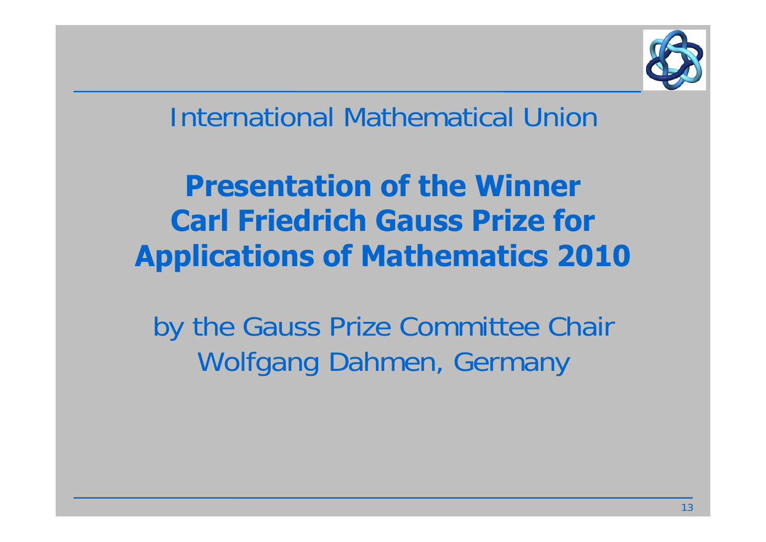International Mathematical Union

# Presentation of the Winner Carl Friedrich Gauss Prize for Applications of Mathematics 2010

by the Gauss Prize Committee Chair
Wolfgang Dahmen, Germany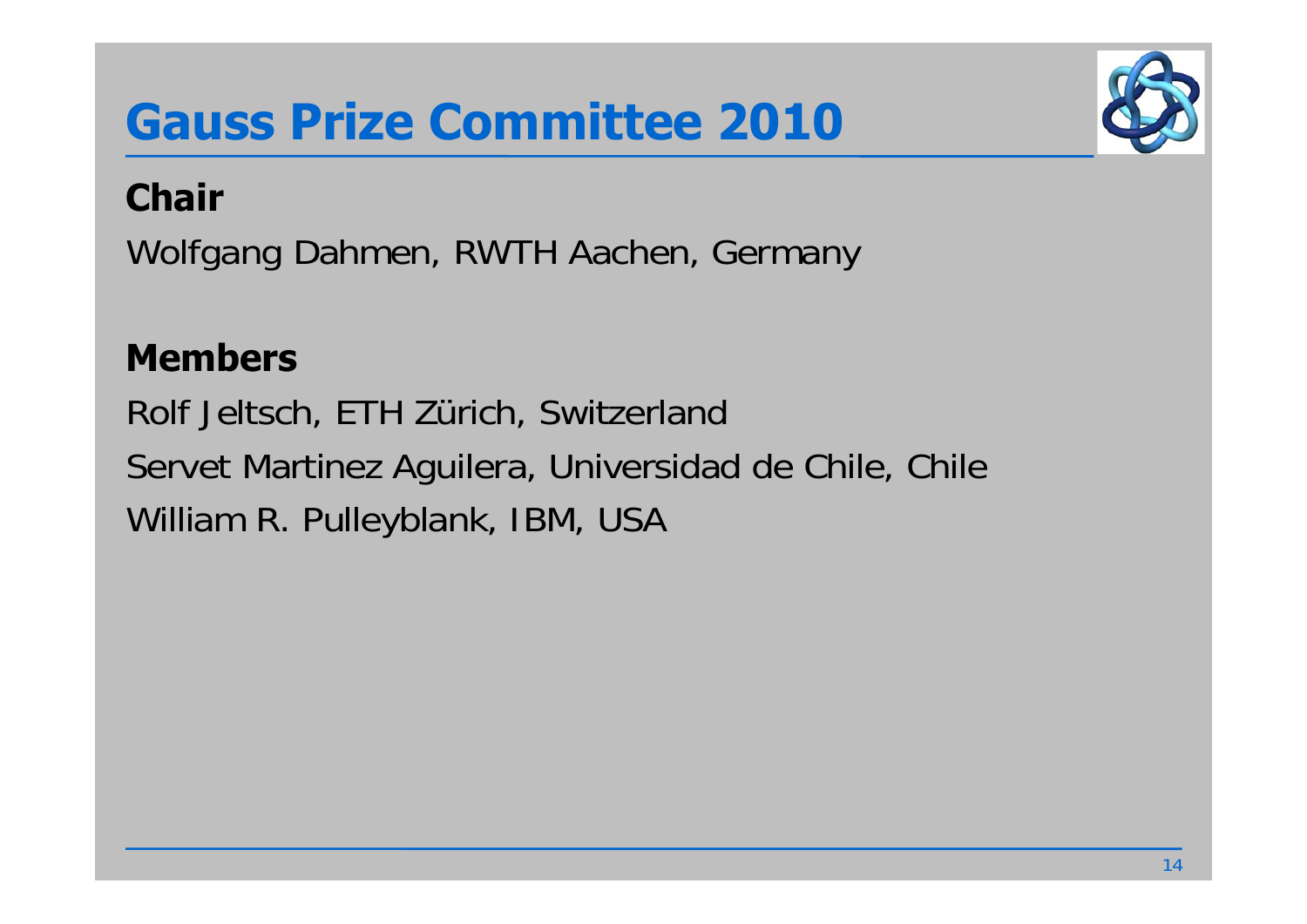# Gauss Prize Committee 2010

**Chair**

Wolfgang Dahmen, RWTH Aachen, Germany

**Members**

Rolf Jeltsch, ETH Zürich, Switzerland

Servet Martinez Aguilera, Universidad de Chile, Chile

William R. Pulleyblank, IBM, USA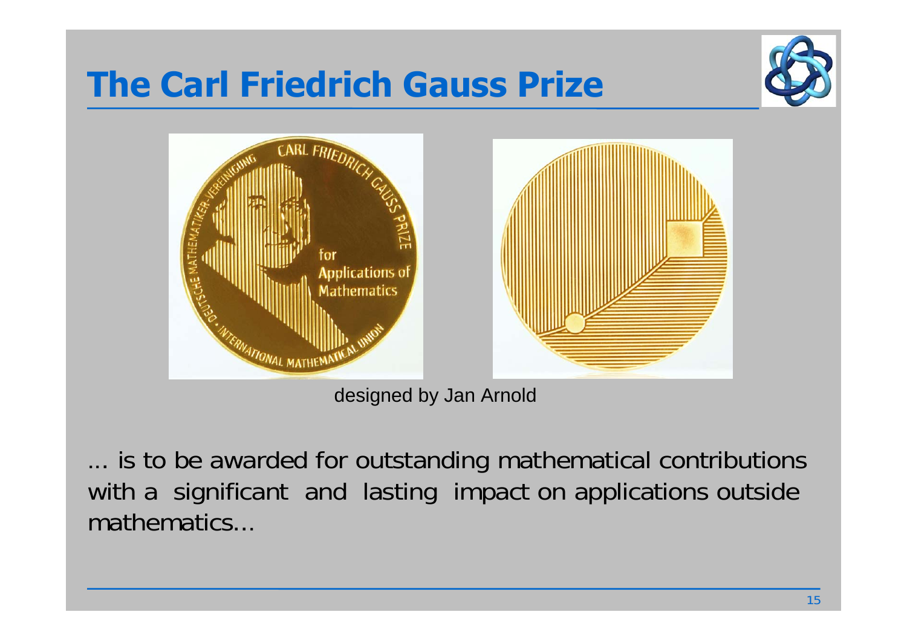# The Carl Friedrich Gauss Prize

designed by Jan Arnold

... is to be awarded for outstanding mathematical contributions with a significant and lasting impact on applications outside mathematics...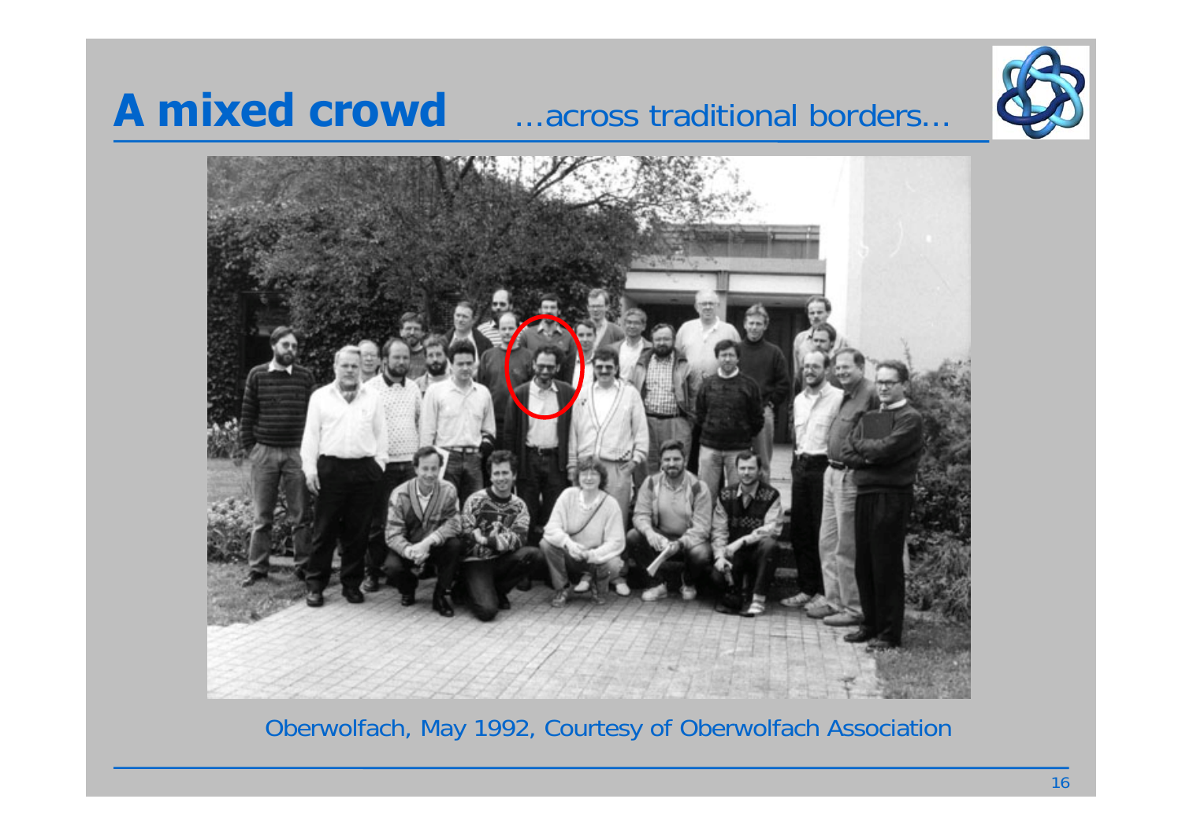# A mixed crowd ...across traditional borders...

Oberwolfach, May 1992, Courtesy of Oberwolfach Association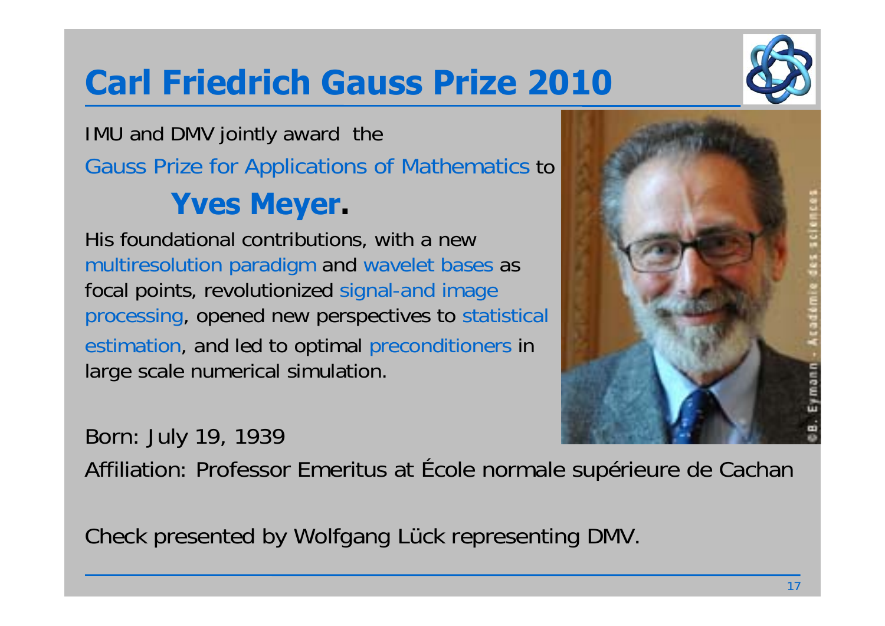# Carl Friedrich Gauss Prize 2010

IMU and DMV jointly award the

Gauss Prize for Applications of Mathematics to

## **Yves Meyer.**

His foundational contributions, with a new multiresolution paradigm and wavelet bases as focal points, revolutionized signal-and image processing, opened new perspectives to statistical estimation, and led to optimal preconditioners in large scale numerical simulation.

Born: July 19, 1939

Affiliation: Professor Emeritus at École normale supérieure de Cachan

Check presented by Wolfgang Lück representing DMV.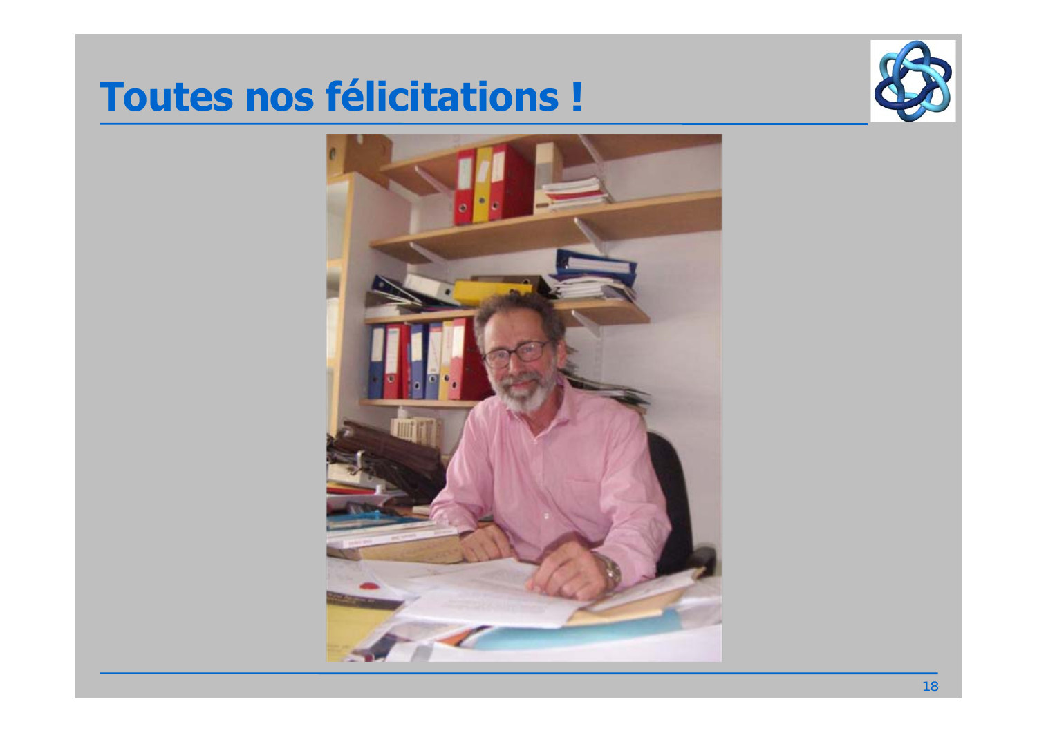# Toutes nos félicitations !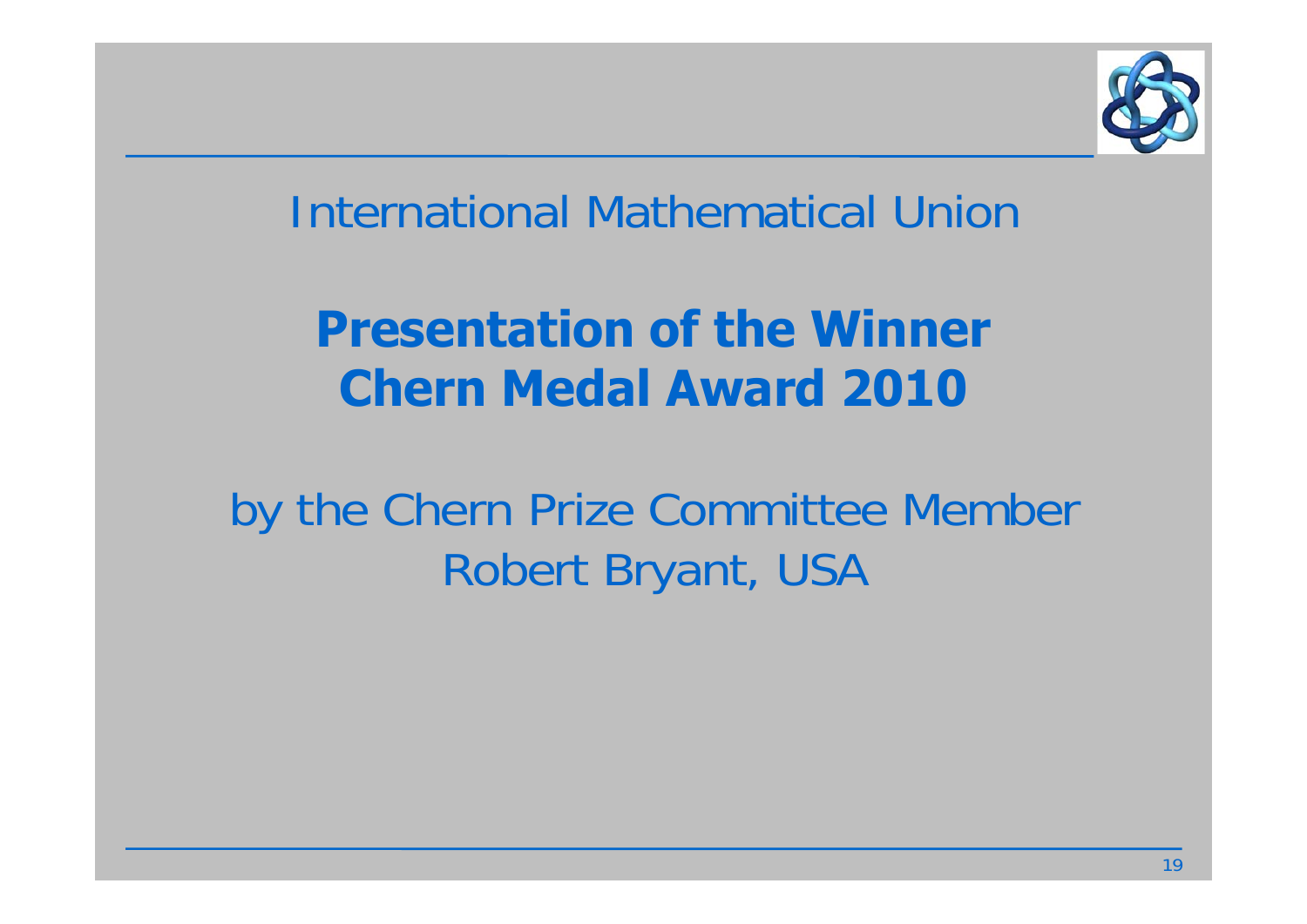International Mathematical Union

# Presentation of the Winner
# Chern Medal Award 2010

by the Chern Prize Committee Member
Robert Bryant, USA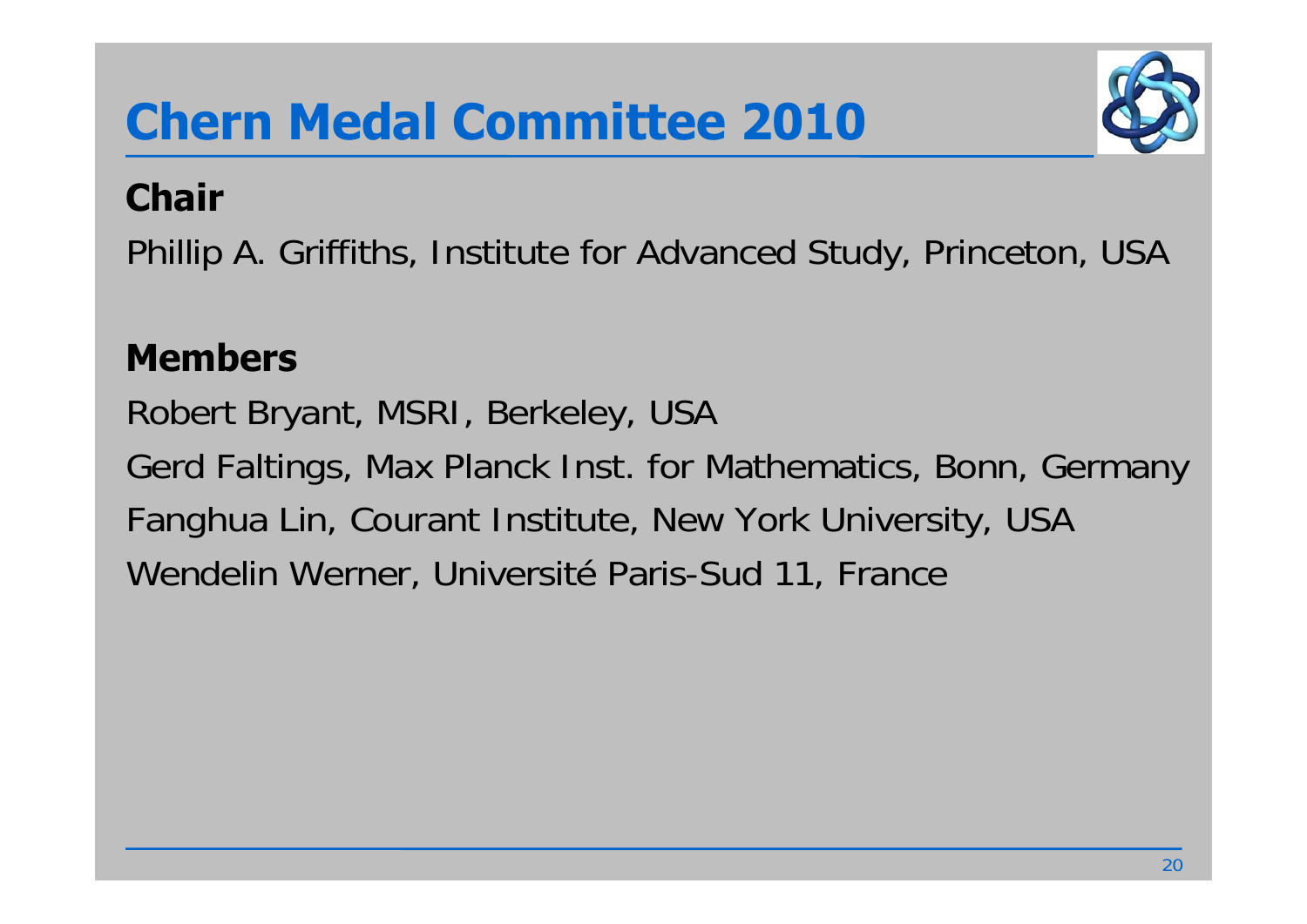# Chern Medal Committee 2010

**Chair**

Phillip A. Griffiths, Institute for Advanced Study, Princeton, USA

**Members**

Robert Bryant, MSRI, Berkeley, USA

Gerd Faltings, Max Planck Inst. for Mathematics, Bonn, Germany

Fanghua Lin, Courant Institute, New York University, USA

Wendelin Werner, Université Paris-Sud 11, France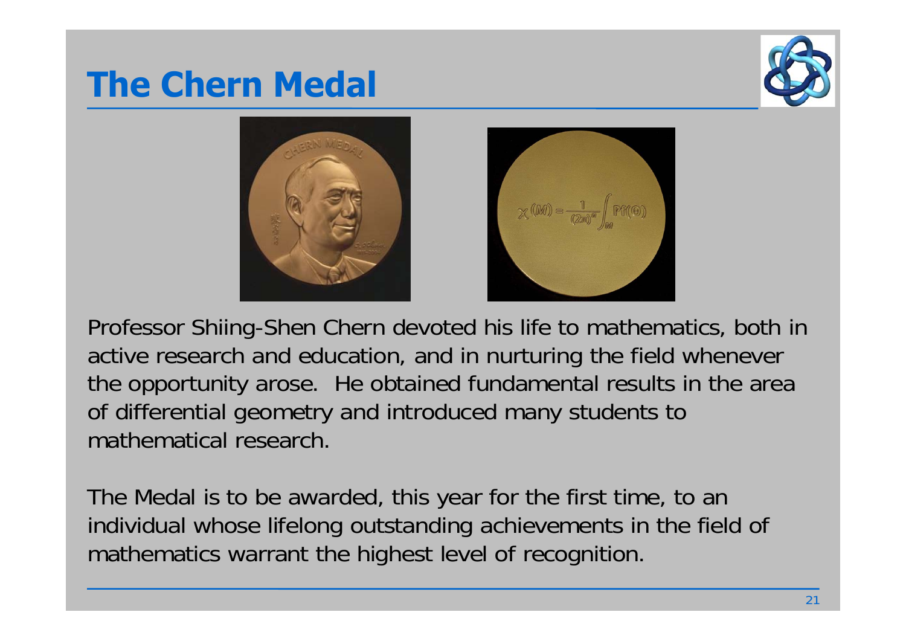# The Chern Medal

Professor Shiing-Shen Chern devoted his life to mathematics, both in active research and education, and in nurturing the field whenever the opportunity arose. He obtained fundamental results in the area of differential geometry and introduced many students to mathematical research.

The Medal is to be awarded, this year for the first time, to an individual whose lifelong outstanding achievements in the field of mathematics warrant the highest level of recognition.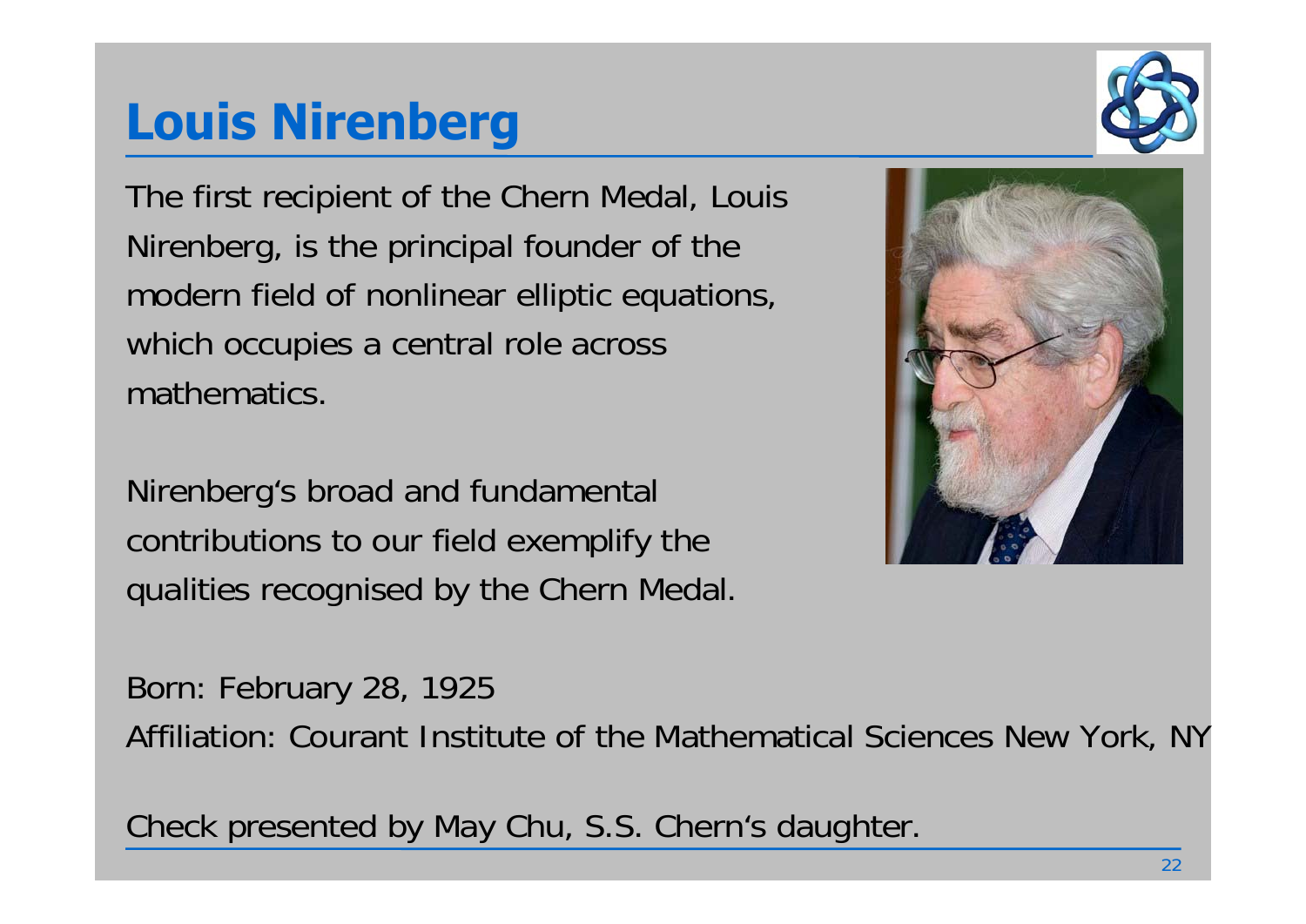# Louis Nirenberg

The first recipient of the Chern Medal, Louis Nirenberg, is the principal founder of the modern field of nonlinear elliptic equations, which occupies a central role across mathematics.

Nirenberg's broad and fundamental contributions to our field exemplify the qualities recognised by the Chern Medal.

Born: February 28, 1925

Affiliation: Courant Institute of the Mathematical Sciences New York, NY

Check presented by May Chu, S.S. Chern's daughter.